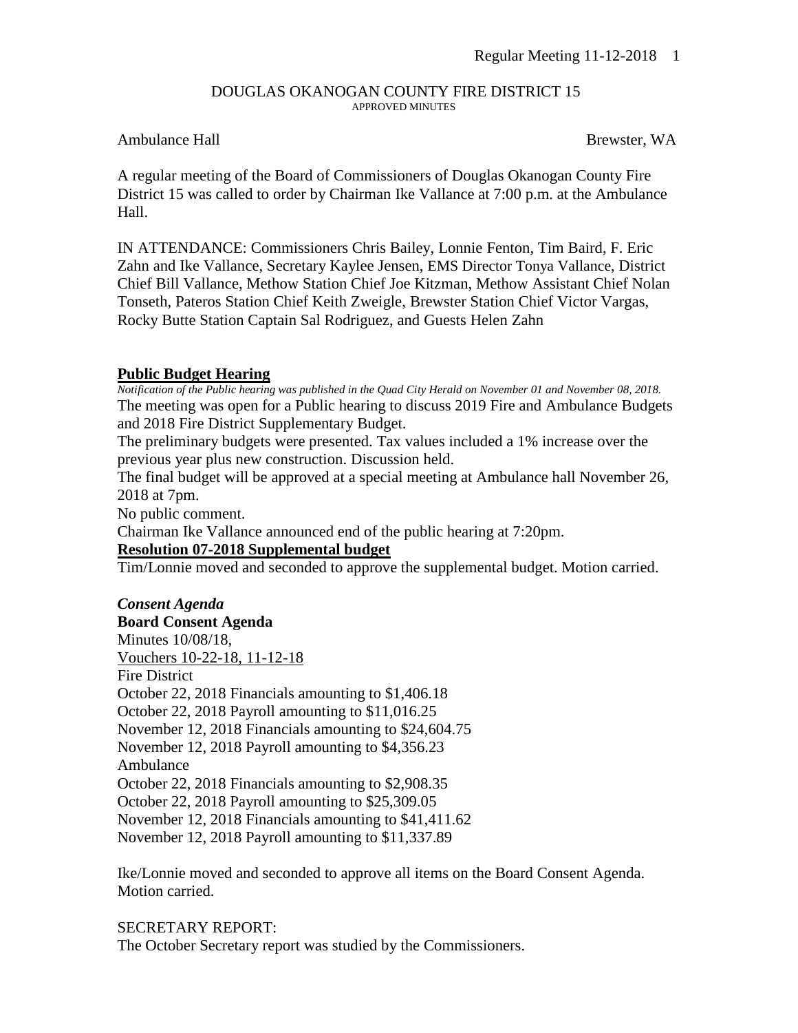# DOUGLAS OKANOGAN COUNTY FIRE DISTRICT 15

APPROVED MINUTES

Ambulance Hall Brewster, WA

A regular meeting of the Board of Commissioners of Douglas Okanogan County Fire District 15 was called to order by Chairman Ike Vallance at 7:00 p.m. at the Ambulance Hall.

IN ATTENDANCE: Commissioners Chris Bailey, Lonnie Fenton, Tim Baird, F. Eric Zahn and Ike Vallance, Secretary Kaylee Jensen, EMS Director Tonya Vallance, District Chief Bill Vallance, Methow Station Chief Joe Kitzman, Methow Assistant Chief Nolan Tonseth, Pateros Station Chief Keith Zweigle, Brewster Station Chief Victor Vargas, Rocky Butte Station Captain Sal Rodriguez, and Guests Helen Zahn

## Public Budget Hearing

*Notification of the Public hearing was published in the Quad City Herald on November 01 and November 08, 2018.*

The meeting was open for a Public hearing to discuss 2019 Fire and Ambulance Budgets and 2018 Fire District Supplementary Budget.

The preliminary budgets were presented. Tax values included a 1% increase over the previous year plus new construction. Discussion held.

The final budget will be approved at a special meeting at Ambulance hall November 26, 2018 at 7pm.

No public comment.

Chairman Ike Vallance announced end of the public hearing at 7:20pm.

## Resolution 07-2018 Supplemental budget

Tim/Lonnie moved and seconded to approve the supplemental budget. Motion carried.

### *Consent Agenda*

**Board Consent Agenda**

Minutes 10/08/18,

Vouchers 10-22-18, 11-12-18

Fire District

October 22, 2018 Financials amounting to $1,406.18

October 22, 2018 Payroll amounting to $11,016.25

November 12, 2018 Financials amounting to $24,604.75

November 12, 2018 Payroll amounting to $4,356.23

Ambulance

October 22, 2018 Financials amounting to $2,908.35

October 22, 2018 Payroll amounting to $25,309.05

November 12, 2018 Financials amounting to $41,411.62

November 12, 2018 Payroll amounting to $11,337.89

Ike/Lonnie moved and seconded to approve all items on the Board Consent Agenda. Motion carried.

SECRETARY REPORT:

The October Secretary report was studied by the Commissioners.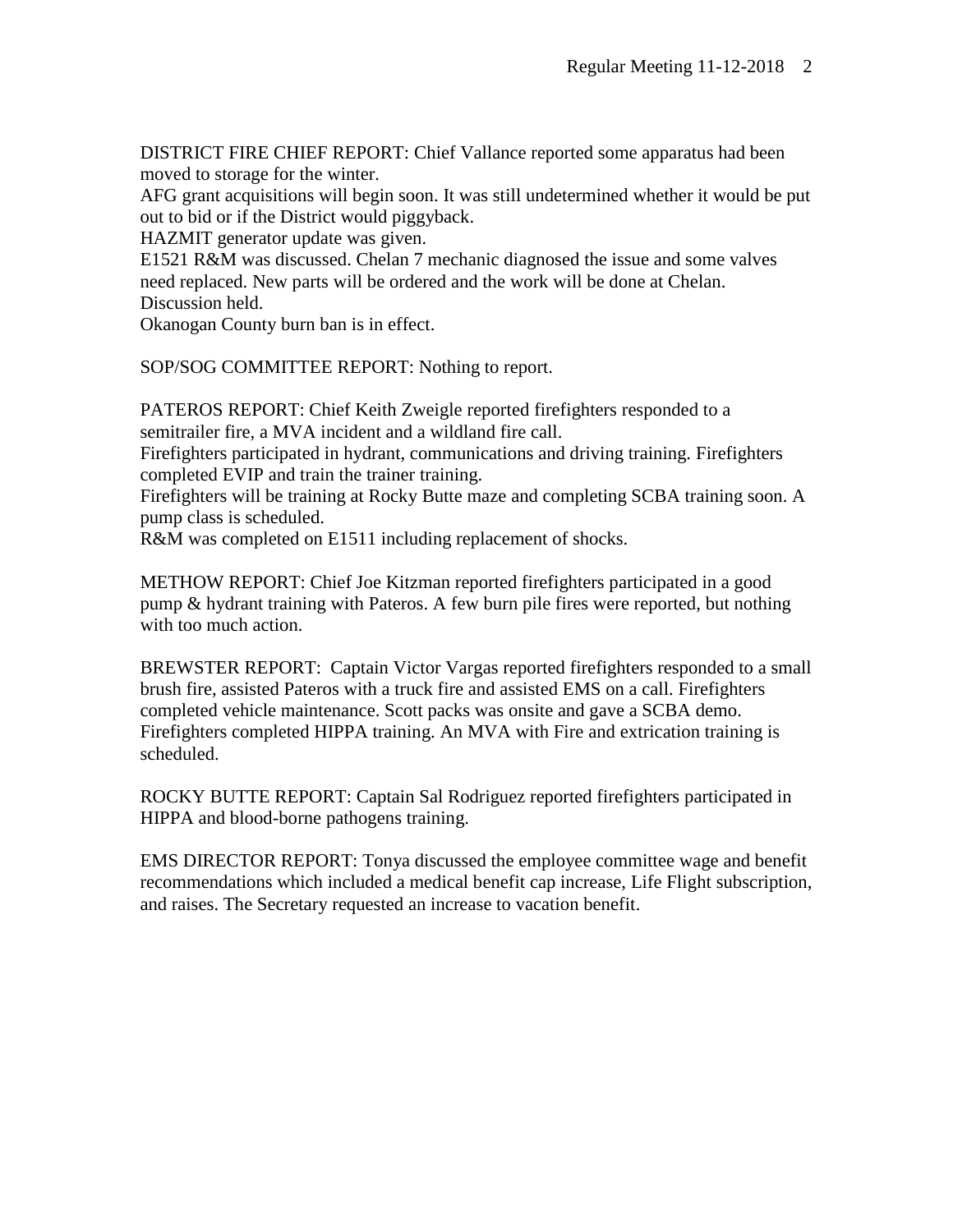DISTRICT FIRE CHIEF REPORT: Chief Vallance reported some apparatus had been moved to storage for the winter.
AFG grant acquisitions will begin soon. It was still undetermined whether it would be put out to bid or if the District would piggyback.
HAZMIT generator update was given.
E1521 R&M was discussed. Chelan 7 mechanic diagnosed the issue and some valves need replaced. New parts will be ordered and the work will be done at Chelan. Discussion held.
Okanogan County burn ban is in effect.

SOP/SOG COMMITTEE REPORT: Nothing to report.

PATEROS REPORT: Chief Keith Zweigle reported firefighters responded to a semitrailer fire, a MVA incident and a wildland fire call.
Firefighters participated in hydrant, communications and driving training. Firefighters completed EVIP and train the trainer training.
Firefighters will be training at Rocky Butte maze and completing SCBA training soon. A pump class is scheduled.
R&M was completed on E1511 including replacement of shocks.

METHOW REPORT: Chief Joe Kitzman reported firefighters participated in a good pump & hydrant training with Pateros. A few burn pile fires were reported, but nothing with too much action.

BREWSTER REPORT: Captain Victor Vargas reported firefighters responded to a small brush fire, assisted Pateros with a truck fire and assisted EMS on a call. Firefighters completed vehicle maintenance. Scott packs was onsite and gave a SCBA demo. Firefighters completed HIPPA training. An MVA with Fire and extrication training is scheduled.

ROCKY BUTTE REPORT: Captain Sal Rodriguez reported firefighters participated in HIPPA and blood-borne pathogens training.

EMS DIRECTOR REPORT: Tonya discussed the employee committee wage and benefit recommendations which included a medical benefit cap increase, Life Flight subscription, and raises. The Secretary requested an increase to vacation benefit.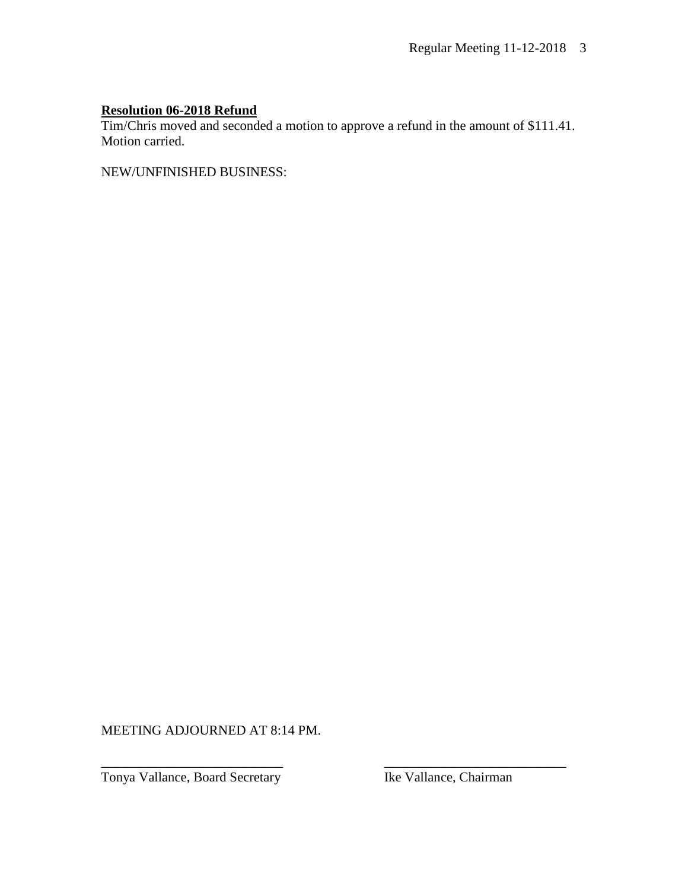**Resolution 06-2018 Refund**

Tim/Chris moved and seconded a motion to approve a refund in the amount of $111.41. Motion carried.

NEW/UNFINISHED BUSINESS:

MEETING ADJOURNED AT 8:14 PM.

| | |
|---|---|
| ____________________________ | ____________________________ |
| Tonya Vallance, Board Secretary | Ike Vallance, Chairman |